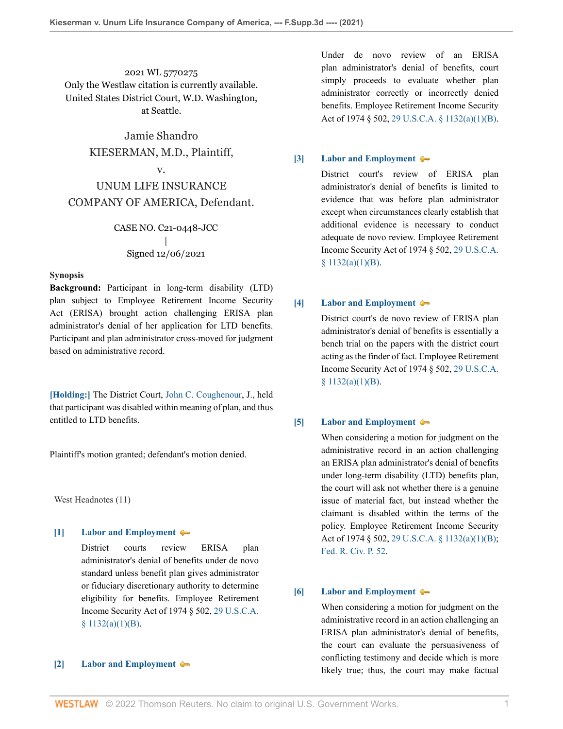2021 WL 5770275
Only the Westlaw citation is currently available.
United States District Court, W.D. Washington, at Seattle.

Jamie Shandro
KIESERMAN, M.D., Plaintiff,
v.
UNUM LIFE INSURANCE COMPANY OF AMERICA, Defendant.

CASE NO. C21-0448-JCC
|
Signed 12/06/2021

**Synopsis**

**Background:** Participant in long-term disability (LTD) plan subject to Employee Retirement Income Security Act (ERISA) brought action challenging ERISA plan administrator's denial of her application for LTD benefits. Participant and plan administrator cross-moved for judgment based on administrative record.

**[Holding:]** The District Court, John C. Coughenour, J., held that participant was disabled within meaning of plan, and thus entitled to LTD benefits.

Plaintiff's motion granted; defendant's motion denied.

West Headnotes (11)

**[1] Labor and Employment**

District courts review ERISA plan administrator's denial of benefits under de novo standard unless benefit plan gives administrator or fiduciary discretionary authority to determine eligibility for benefits. Employee Retirement Income Security Act of 1974 § 502, 29 U.S.C.A. § 1132(a)(1)(B).

**[2] Labor and Employment**

Under de novo review of an ERISA plan administrator's denial of benefits, court simply proceeds to evaluate whether plan administrator correctly or incorrectly denied benefits. Employee Retirement Income Security Act of 1974 § 502, 29 U.S.C.A. § 1132(a)(1)(B).

**[3] Labor and Employment**

District court's review of ERISA plan administrator's denial of benefits is limited to evidence that was before plan administrator except when circumstances clearly establish that additional evidence is necessary to conduct adequate de novo review. Employee Retirement Income Security Act of 1974 § 502, 29 U.S.C.A. § 1132(a)(1)(B).

**[4] Labor and Employment**

District court's de novo review of ERISA plan administrator's denial of benefits is essentially a bench trial on the papers with the district court acting as the finder of fact. Employee Retirement Income Security Act of 1974 § 502, 29 U.S.C.A. § 1132(a)(1)(B).

**[5] Labor and Employment**

When considering a motion for judgment on the administrative record in an action challenging an ERISA plan administrator's denial of benefits under long-term disability (LTD) benefits plan, the court will ask not whether there is a genuine issue of material fact, but instead whether the claimant is disabled within the terms of the policy. Employee Retirement Income Security Act of 1974 § 502, 29 U.S.C.A. § 1132(a)(1)(B); Fed. R. Civ. P. 52.

**[6] Labor and Employment**

When considering a motion for judgment on the administrative record in an action challenging an ERISA plan administrator's denial of benefits, the court can evaluate the persuasiveness of conflicting testimony and decide which is more likely true; thus, the court may make factual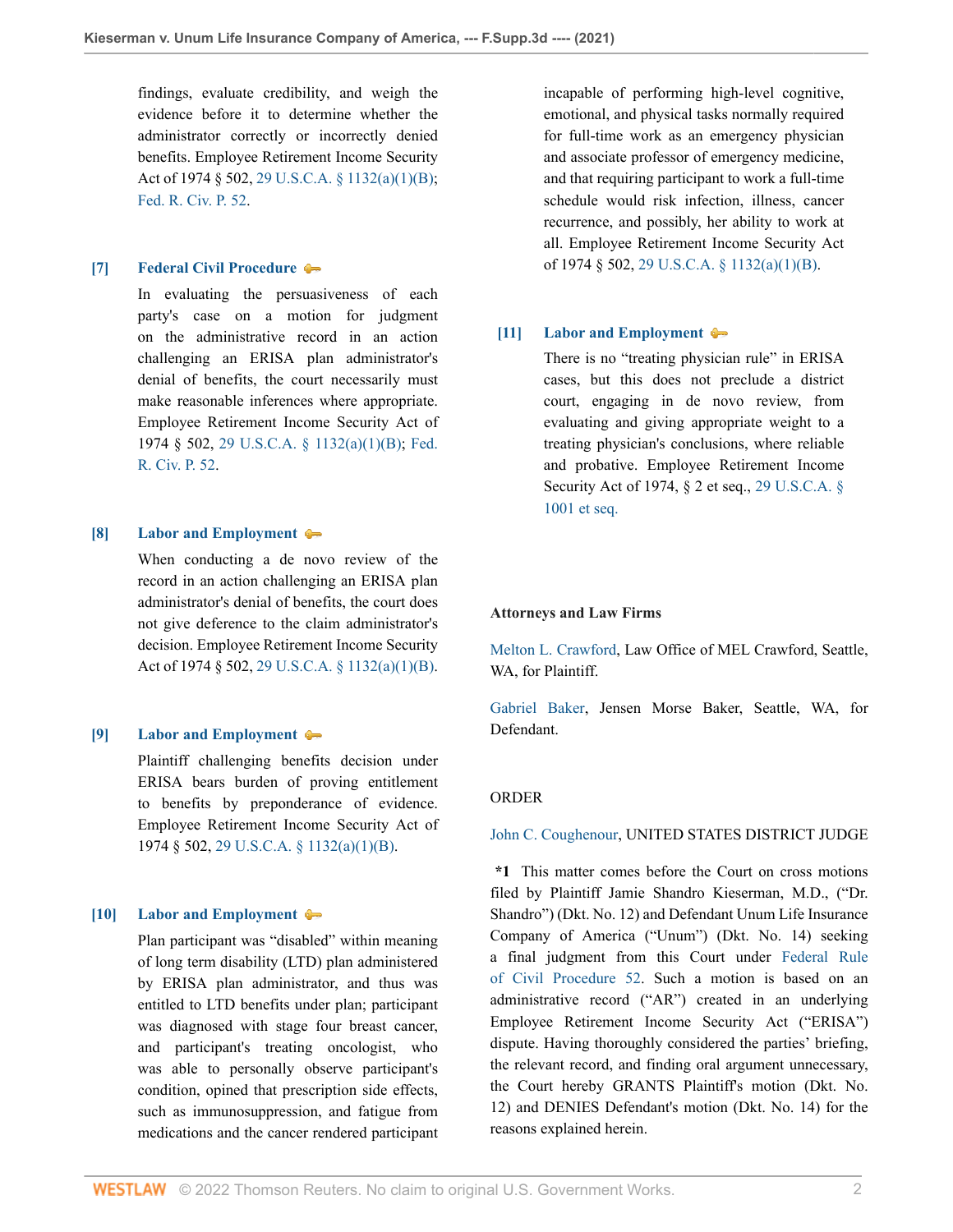findings, evaluate credibility, and weigh the evidence before it to determine whether the administrator correctly or incorrectly denied benefits. Employee Retirement Income Security Act of 1974 § 502, 29 U.S.C.A. § 1132(a)(1)(B); Fed. R. Civ. P. 52.

**[7] Federal Civil Procedure**

In evaluating the persuasiveness of each party's case on a motion for judgment on the administrative record in an action challenging an ERISA plan administrator's denial of benefits, the court necessarily must make reasonable inferences where appropriate. Employee Retirement Income Security Act of 1974 § 502, 29 U.S.C.A. § 1132(a)(1)(B); Fed. R. Civ. P. 52.

**[8] Labor and Employment**

When conducting a de novo review of the record in an action challenging an ERISA plan administrator's denial of benefits, the court does not give deference to the claim administrator's decision. Employee Retirement Income Security Act of 1974 § 502, 29 U.S.C.A. § 1132(a)(1)(B).

**[9] Labor and Employment**

Plaintiff challenging benefits decision under ERISA bears burden of proving entitlement to benefits by preponderance of evidence. Employee Retirement Income Security Act of 1974 § 502, 29 U.S.C.A. § 1132(a)(1)(B).

**[10] Labor and Employment**

Plan participant was "disabled" within meaning of long term disability (LTD) plan administered by ERISA plan administrator, and thus was entitled to LTD benefits under plan; participant was diagnosed with stage four breast cancer, and participant's treating oncologist, who was able to personally observe participant's condition, opined that prescription side effects, such as immunosuppression, and fatigue from medications and the cancer rendered participant incapable of performing high-level cognitive, emotional, and physical tasks normally required for full-time work as an emergency physician and associate professor of emergency medicine, and that requiring participant to work a full-time schedule would risk infection, illness, cancer recurrence, and possibly, her ability to work at all. Employee Retirement Income Security Act of 1974 § 502, 29 U.S.C.A. § 1132(a)(1)(B).

**[11] Labor and Employment**

There is no "treating physician rule" in ERISA cases, but this does not preclude a district court, engaging in de novo review, from evaluating and giving appropriate weight to a treating physician's conclusions, where reliable and probative. Employee Retirement Income Security Act of 1974, § 2 et seq., 29 U.S.C.A. § 1001 et seq.

**Attorneys and Law Firms**

Melton L. Crawford, Law Office of MEL Crawford, Seattle, WA, for Plaintiff.

Gabriel Baker, Jensen Morse Baker, Seattle, WA, for Defendant.

ORDER

John C. Coughenour, UNITED STATES DISTRICT JUDGE

**\*1** This matter comes before the Court on cross motions filed by Plaintiff Jamie Shandro Kieserman, M.D., ("Dr. Shandro") (Dkt. No. 12) and Defendant Unum Life Insurance Company of America ("Unum") (Dkt. No. 14) seeking a final judgment from this Court under Federal Rule of Civil Procedure 52. Such a motion is based on an administrative record ("AR") created in an underlying Employee Retirement Income Security Act ("ERISA") dispute. Having thoroughly considered the parties' briefing, the relevant record, and finding oral argument unnecessary, the Court hereby GRANTS Plaintiff's motion (Dkt. No. 12) and DENIES Defendant's motion (Dkt. No. 14) for the reasons explained herein.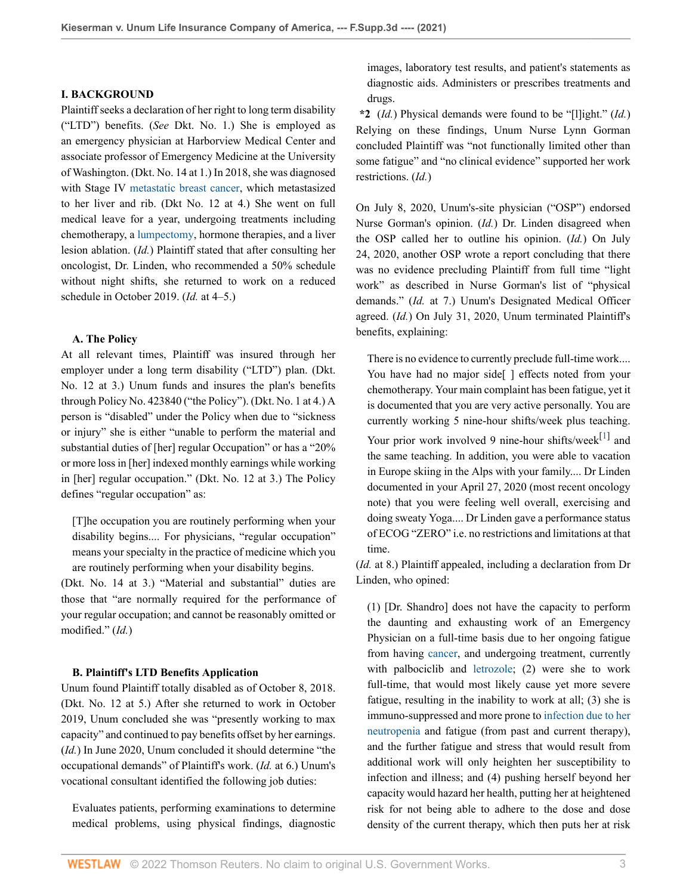## I. BACKGROUND

Plaintiff seeks a declaration of her right to long term disability ("LTD") benefits. (*See* Dkt. No. 1.) She is employed as an emergency physician at Harborview Medical Center and associate professor of Emergency Medicine at the University of Washington. (Dkt. No. 14 at 1.) In 2018, she was diagnosed with Stage IV metastatic breast cancer, which metastasized to her liver and rib. (Dkt No. 12 at 4.) She went on full medical leave for a year, undergoing treatments including chemotherapy, a lumpectomy, hormone therapies, and a liver lesion ablation. (*Id.*) Plaintiff stated that after consulting her oncologist, Dr. Linden, who recommended a 50% schedule without night shifts, she returned to work on a reduced schedule in October 2019. (*Id.* at 4–5.)

### A. The Policy

At all relevant times, Plaintiff was insured through her employer under a long term disability ("LTD") plan. (Dkt. No. 12 at 3.) Unum funds and insures the plan's benefits through Policy No. 423840 ("the Policy"). (Dkt. No. 1 at 4.) A person is "disabled" under the Policy when due to "sickness or injury" she is either "unable to perform the material and substantial duties of [her] regular Occupation" or has a "20% or more loss in [her] indexed monthly earnings while working in [her] regular occupation." (Dkt. No. 12 at 3.) The Policy defines "regular occupation" as:

> [T]he occupation you are routinely performing when your disability begins.... For physicians, "regular occupation" means your specialty in the practice of medicine which you are routinely performing when your disability begins.

(Dkt. No. 14 at 3.) "Material and substantial" duties are those that "are normally required for the performance of your regular occupation; and cannot be reasonably omitted or modified." (*Id.*)

### B. Plaintiff's LTD Benefits Application

Unum found Plaintiff totally disabled as of October 8, 2018. (Dkt. No. 12 at 5.) After she returned to work in October 2019, Unum concluded she was "presently working to max capacity" and continued to pay benefits offset by her earnings. (*Id.*) In June 2020, Unum concluded it should determine "the occupational demands" of Plaintiff's work. (*Id.* at 6.) Unum's vocational consultant identified the following job duties:

> Evaluates patients, performing examinations to determine medical problems, using physical findings, diagnostic images, laboratory test results, and patient's statements as diagnostic aids. Administers or prescribes treatments and drugs.

**\*2** (*Id.*) Physical demands were found to be "[l]ight." (*Id.*) Relying on these findings, Unum Nurse Lynn Gorman concluded Plaintiff was "not functionally limited other than some fatigue" and "no clinical evidence" supported her work restrictions. (*Id.*)

On July 8, 2020, Unum's-site physician ("OSP") endorsed Nurse Gorman's opinion. (*Id.*) Dr. Linden disagreed when the OSP called her to outline his opinion. (*Id.*) On July 24, 2020, another OSP wrote a report concluding that there was no evidence precluding Plaintiff from full time "light work" as described in Nurse Gorman's list of "physical demands." (*Id.* at 7.) Unum's Designated Medical Officer agreed. (*Id.*) On July 31, 2020, Unum terminated Plaintiff's benefits, explaining:

> There is no evidence to currently preclude full-time work.... You have had no major side[ ] effects noted from your chemotherapy. Your main complaint has been fatigue, yet it is documented that you are very active personally. You are currently working 5 nine-hour shifts/week plus teaching. Your prior work involved 9 nine-hour shifts/week[1] and the same teaching. In addition, you were able to vacation in Europe skiing in the Alps with your family.... Dr Linden documented in your April 27, 2020 (most recent oncology note) that you were feeling well overall, exercising and doing sweaty Yoga.... Dr Linden gave a performance status of ECOG "ZERO" i.e. no restrictions and limitations at that time.

(*Id.* at 8.) Plaintiff appealed, including a declaration from Dr Linden, who opined:

> (1) [Dr. Shandro] does not have the capacity to perform the daunting and exhausting work of an Emergency Physician on a full-time basis due to her ongoing fatigue from having cancer, and undergoing treatment, currently with palbociclib and letrozole; (2) were she to work full-time, that would most likely cause yet more severe fatigue, resulting in the inability to work at all; (3) she is immuno-suppressed and more prone to infection due to her neutropenia and fatigue (from past and current therapy), and the further fatigue and stress that would result from additional work will only heighten her susceptibility to infection and illness; and (4) pushing herself beyond her capacity would hazard her health, putting her at heightened risk for not being able to adhere to the dose and dose density of the current therapy, which then puts her at risk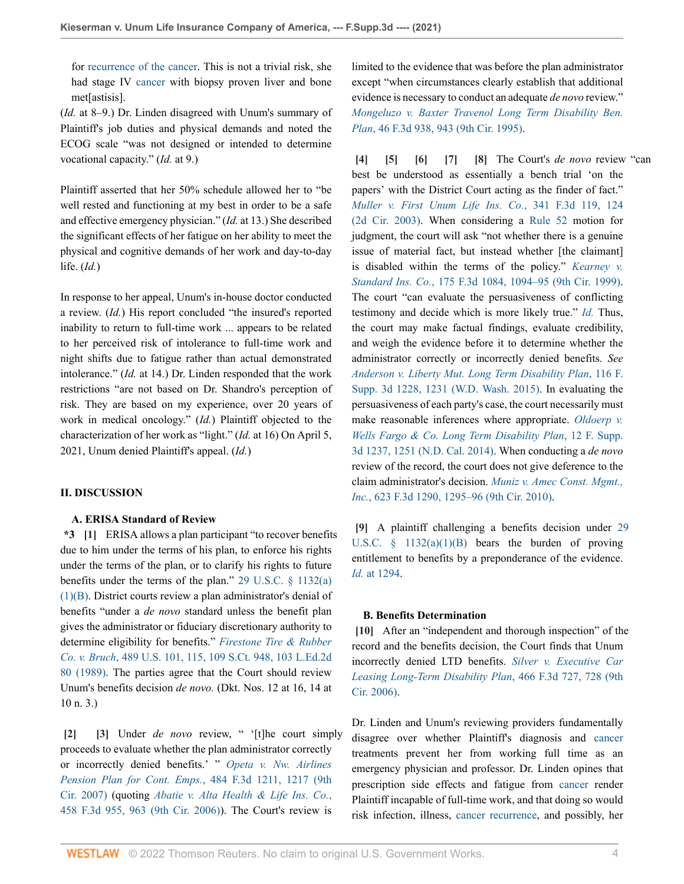for recurrence of the cancer. This is not a trivial risk, she had stage IV cancer with biopsy proven liver and bone met[astisis].

(*Id.* at 8–9.) Dr. Linden disagreed with Unum's summary of Plaintiff's job duties and physical demands and noted the ECOG scale "was not designed or intended to determine vocational capacity." (*Id.* at 9.)

Plaintiff asserted that her 50% schedule allowed her to "be well rested and functioning at my best in order to be a safe and effective emergency physician." (*Id.* at 13.) She described the significant effects of her fatigue on her ability to meet the physical and cognitive demands of her work and day-to-day life. (*Id.*)

In response to her appeal, Unum's in-house doctor conducted a review. (*Id.*) His report concluded "the insured's reported inability to return to full-time work ... appears to be related to her perceived risk of intolerance to full-time work and night shifts due to fatigue rather than actual demonstrated intolerance." (*Id.* at 14.) Dr. Linden responded that the work restrictions "are not based on Dr. Shandro's perception of risk. They are based on my experience, over 20 years of work in medical oncology." (*Id.*) Plaintiff objected to the characterization of her work as "light." (*Id.* at 16) On April 5, 2021, Unum denied Plaintiff's appeal. (*Id.*)

## II. DISCUSSION

### A. ERISA Standard of Review

**\*3** **[1]** ERISA allows a plan participant "to recover benefits due to him under the terms of his plan, to enforce his rights under the terms of the plan, or to clarify his rights to future benefits under the terms of the plan." 29 U.S.C. § 1132(a)(1)(B). District courts review a plan administrator's denial of benefits "under a *de novo* standard unless the benefit plan gives the administrator or fiduciary discretionary authority to determine eligibility for benefits." *Firestone Tire & Rubber Co. v. Bruch*, 489 U.S. 101, 115, 109 S.Ct. 948, 103 L.Ed.2d 80 (1989). The parties agree that the Court should review Unum's benefits decision *de novo.* (Dkt. Nos. 12 at 16, 14 at 10 n. 3.)

**[2]** **[3]** Under *de novo* review, " '[t]he court simply proceeds to evaluate whether the plan administrator correctly or incorrectly denied benefits.' " *Opeta v. Nw. Airlines Pension Plan for Cont. Emps.*, 484 F.3d 1211, 1217 (9th Cir. 2007) (quoting *Abatie v. Alta Health & Life Ins. Co.*, 458 F.3d 955, 963 (9th Cir. 2006)). The Court's review is limited to the evidence that was before the plan administrator except "when circumstances clearly establish that additional evidence is necessary to conduct an adequate *de novo* review." *Mongeluzo v. Baxter Travenol Long Term Disability Ben. Plan*, 46 F.3d 938, 943 (9th Cir. 1995).

**[4]** **[5]** **[6]** **[7]** **[8]** The Court's *de novo* review "can best be understood as essentially a bench trial 'on the papers' with the District Court acting as the finder of fact." *Muller v. First Unum Life Ins. Co.*, 341 F.3d 119, 124 (2d Cir. 2003). When considering a Rule 52 motion for judgment, the court will ask "not whether there is a genuine issue of material fact, but instead whether [the claimant] is disabled within the terms of the policy." *Kearney v. Standard Ins. Co.*, 175 F.3d 1084, 1094–95 (9th Cir. 1999). The court "can evaluate the persuasiveness of conflicting testimony and decide which is more likely true." *Id.* Thus, the court may make factual findings, evaluate credibility, and weigh the evidence before it to determine whether the administrator correctly or incorrectly denied benefits. *See Anderson v. Liberty Mut. Long Term Disability Plan*, 116 F. Supp. 3d 1228, 1231 (W.D. Wash. 2015). In evaluating the persuasiveness of each party's case, the court necessarily must make reasonable inferences where appropriate. *Oldoerp v. Wells Fargo & Co. Long Term Disability Plan*, 12 F. Supp. 3d 1237, 1251 (N.D. Cal. 2014). When conducting a *de novo* review of the record, the court does not give deference to the claim administrator's decision. *Muniz v. Amec Const. Mgmt., Inc.*, 623 F.3d 1290, 1295–96 (9th Cir. 2010).

**[9]** A plaintiff challenging a benefits decision under 29 U.S.C. § 1132(a)(1)(B) bears the burden of proving entitlement to benefits by a preponderance of the evidence. *Id.* at 1294.

### B. Benefits Determination

**[10]** After an "independent and thorough inspection" of the record and the benefits decision, the Court finds that Unum incorrectly denied LTD benefits. *Silver v. Executive Car Leasing Long-Term Disability Plan*, 466 F.3d 727, 728 (9th Cir. 2006).

Dr. Linden and Unum's reviewing providers fundamentally disagree over whether Plaintiff's diagnosis and cancer treatments prevent her from working full time as an emergency physician and professor. Dr. Linden opines that prescription side effects and fatigue from cancer render Plaintiff incapable of full-time work, and that doing so would risk infection, illness, cancer recurrence, and possibly, her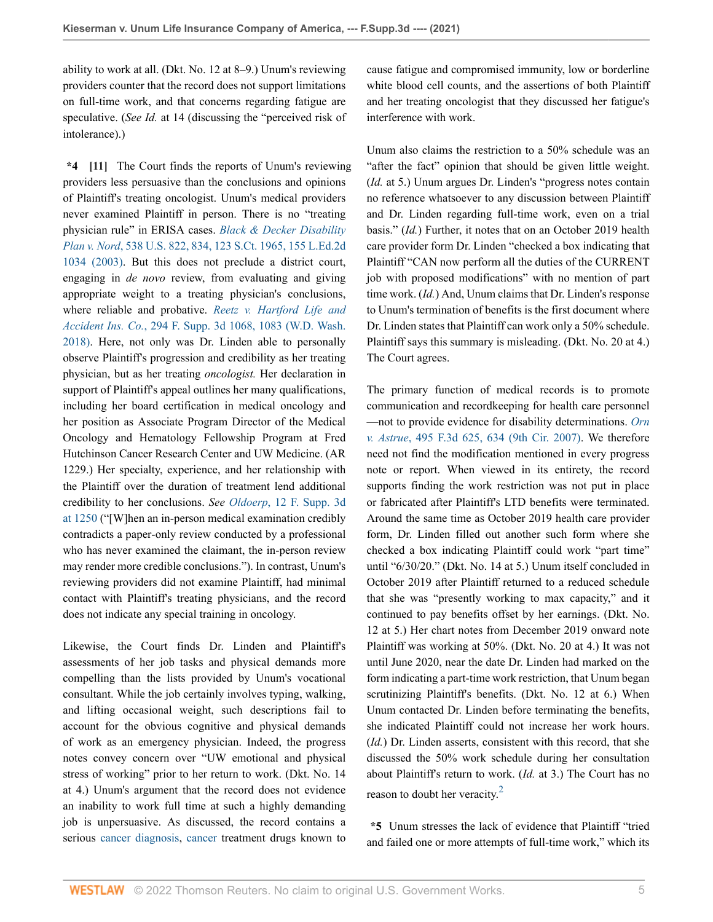ability to work at all. (Dkt. No. 12 at 8–9.) Unum's reviewing providers counter that the record does not support limitations on full-time work, and that concerns regarding fatigue are speculative. (*See Id.* at 14 (discussing the "perceived risk of intolerance).)

**\*4 [11]** The Court finds the reports of Unum's reviewing providers less persuasive than the conclusions and opinions of Plaintiff's treating oncologist. Unum's medical providers never examined Plaintiff in person. There is no "treating physician rule" in ERISA cases. *Black & Decker Disability Plan v. Nord*, 538 U.S. 822, 834, 123 S.Ct. 1965, 155 L.Ed.2d 1034 (2003). But this does not preclude a district court, engaging in *de novo* review, from evaluating and giving appropriate weight to a treating physician's conclusions, where reliable and probative. *Reetz v. Hartford Life and Accident Ins. Co.*, 294 F. Supp. 3d 1068, 1083 (W.D. Wash. 2018). Here, not only was Dr. Linden able to personally observe Plaintiff's progression and credibility as her treating physician, but as her treating *oncologist.* Her declaration in support of Plaintiff's appeal outlines her many qualifications, including her board certification in medical oncology and her position as Associate Program Director of the Medical Oncology and Hematology Fellowship Program at Fred Hutchinson Cancer Research Center and UW Medicine. (AR 1229.) Her specialty, experience, and her relationship with the Plaintiff over the duration of treatment lend additional credibility to her conclusions. *See Oldoerp*, 12 F. Supp. 3d at 1250 ("[W]hen an in-person medical examination credibly contradicts a paper-only review conducted by a professional who has never examined the claimant, the in-person review may render more credible conclusions."). In contrast, Unum's reviewing providers did not examine Plaintiff, had minimal contact with Plaintiff's treating physicians, and the record does not indicate any special training in oncology.

Likewise, the Court finds Dr. Linden and Plaintiff's assessments of her job tasks and physical demands more compelling than the lists provided by Unum's vocational consultant. While the job certainly involves typing, walking, and lifting occasional weight, such descriptions fail to account for the obvious cognitive and physical demands of work as an emergency physician. Indeed, the progress notes convey concern over "UW emotional and physical stress of working" prior to her return to work. (Dkt. No. 14 at 4.) Unum's argument that the record does not evidence an inability to work full time at such a highly demanding job is unpersuasive. As discussed, the record contains a serious cancer diagnosis, cancer treatment drugs known to cause fatigue and compromised immunity, low or borderline white blood cell counts, and the assertions of both Plaintiff and her treating oncologist that they discussed her fatigue's interference with work.

Unum also claims the restriction to a 50% schedule was an "after the fact" opinion that should be given little weight. (*Id.* at 5.) Unum argues Dr. Linden's "progress notes contain no reference whatsoever to any discussion between Plaintiff and Dr. Linden regarding full-time work, even on a trial basis." (*Id.*) Further, it notes that on an October 2019 health care provider form Dr. Linden "checked a box indicating that Plaintiff "CAN now perform all the duties of the CURRENT job with proposed modifications" with no mention of part time work. (*Id.*) And, Unum claims that Dr. Linden's response to Unum's termination of benefits is the first document where Dr. Linden states that Plaintiff can work only a 50% schedule. Plaintiff says this summary is misleading. (Dkt. No. 20 at 4.) The Court agrees.

The primary function of medical records is to promote communication and recordkeeping for health care personnel—not to provide evidence for disability determinations. *Orn v. Astrue*, 495 F.3d 625, 634 (9th Cir. 2007). We therefore need not find the modification mentioned in every progress note or report. When viewed in its entirety, the record supports finding the work restriction was not put in place or fabricated after Plaintiff's LTD benefits were terminated. Around the same time as October 2019 health care provider form, Dr. Linden filled out another such form where she checked a box indicating Plaintiff could work "part time" until "6/30/20." (Dkt. No. 14 at 5.) Unum itself concluded in October 2019 after Plaintiff returned to a reduced schedule that she was "presently working to max capacity," and it continued to pay benefits offset by her earnings. (Dkt. No. 12 at 5.) Her chart notes from December 2019 onward note Plaintiff was working at 50%. (Dkt. No. 20 at 4.) It was not until June 2020, near the date Dr. Linden had marked on the form indicating a part-time work restriction, that Unum began scrutinizing Plaintiff's benefits. (Dkt. No. 12 at 6.) When Unum contacted Dr. Linden before terminating the benefits, she indicated Plaintiff could not increase her work hours. (*Id.*) Dr. Linden asserts, consistent with this record, that she discussed the 50% work schedule during her consultation about Plaintiff's return to work. (*Id.* at 3.) The Court has no reason to doubt her veracity.[2]

**\*5** Unum stresses the lack of evidence that Plaintiff "tried and failed one or more attempts of full-time work," which its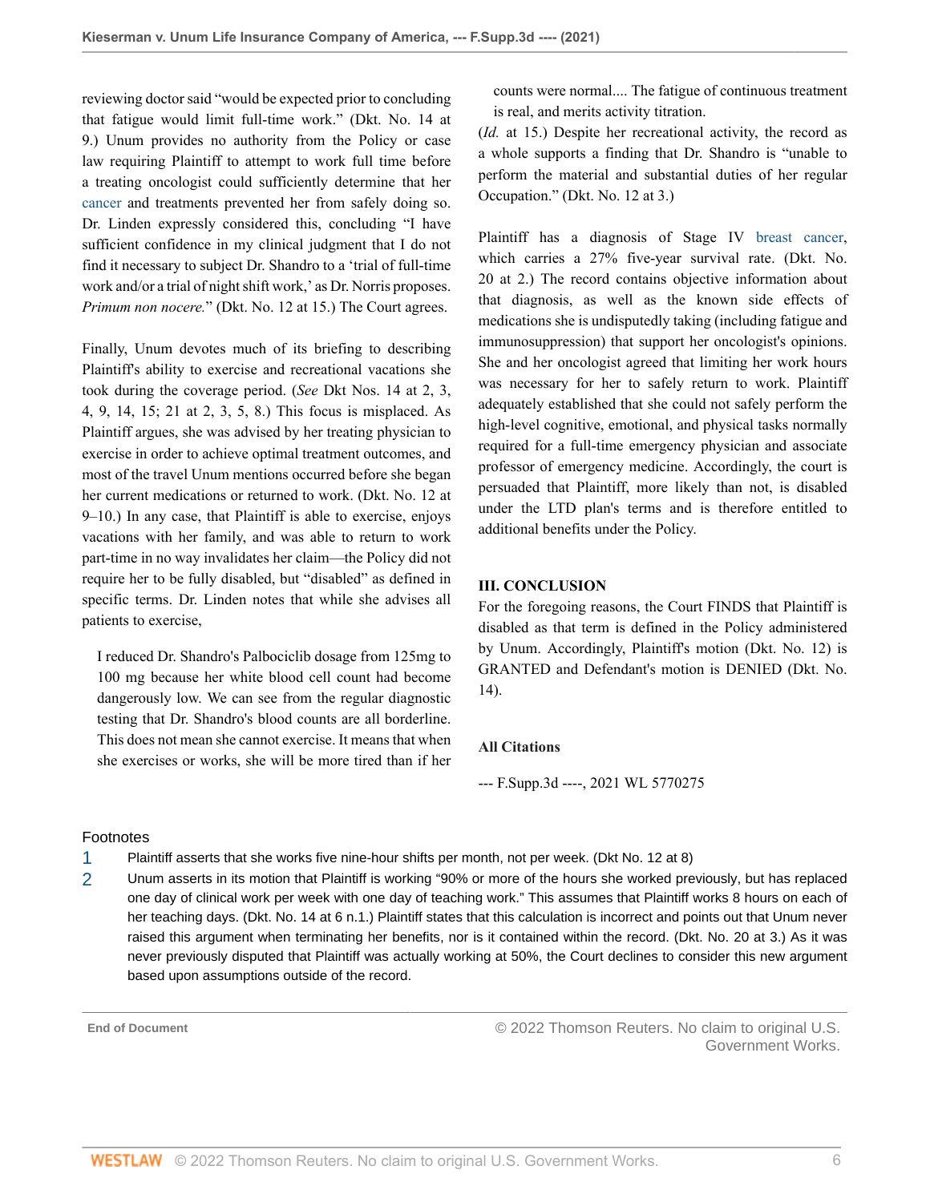reviewing doctor said "would be expected prior to concluding that fatigue would limit full-time work." (Dkt. No. 14 at 9.) Unum provides no authority from the Policy or case law requiring Plaintiff to attempt to work full time before a treating oncologist could sufficiently determine that her cancer and treatments prevented her from safely doing so. Dr. Linden expressly considered this, concluding "I have sufficient confidence in my clinical judgment that I do not find it necessary to subject Dr. Shandro to a 'trial of full-time work and/or a trial of night shift work,' as Dr. Norris proposes. *Primum non nocere.*" (Dkt. No. 12 at 15.) The Court agrees.

Finally, Unum devotes much of its briefing to describing Plaintiff's ability to exercise and recreational vacations she took during the coverage period. (*See* Dkt Nos. 14 at 2, 3, 4, 9, 14, 15; 21 at 2, 3, 5, 8.) This focus is misplaced. As Plaintiff argues, she was advised by her treating physician to exercise in order to achieve optimal treatment outcomes, and most of the travel Unum mentions occurred before she began her current medications or returned to work. (Dkt. No. 12 at 9–10.) In any case, that Plaintiff is able to exercise, enjoys vacations with her family, and was able to return to work part-time in no way invalidates her claim—the Policy did not require her to be fully disabled, but "disabled" as defined in specific terms. Dr. Linden notes that while she advises all patients to exercise,

> I reduced Dr. Shandro's Palbociclib dosage from 125mg to 100 mg because her white blood cell count had become dangerously low. We can see from the regular diagnostic testing that Dr. Shandro's blood counts are all borderline. This does not mean she cannot exercise. It means that when she exercises or works, she will be more tired than if her counts were normal.... The fatigue of continuous treatment is real, and merits activity titration.

(*Id.* at 15.) Despite her recreational activity, the record as a whole supports a finding that Dr. Shandro is "unable to perform the material and substantial duties of her regular Occupation." (Dkt. No. 12 at 3.)

Plaintiff has a diagnosis of Stage IV breast cancer, which carries a 27% five-year survival rate. (Dkt. No. 20 at 2.) The record contains objective information about that diagnosis, as well as the known side effects of medications she is undisputedly taking (including fatigue and immunosuppression) that support her oncologist's opinions. She and her oncologist agreed that limiting her work hours was necessary for her to safely return to work. Plaintiff adequately established that she could not safely perform the high-level cognitive, emotional, and physical tasks normally required for a full-time emergency physician and associate professor of emergency medicine. Accordingly, the court is persuaded that Plaintiff, more likely than not, is disabled under the LTD plan's terms and is therefore entitled to additional benefits under the Policy.

## III. CONCLUSION

For the foregoing reasons, the Court FINDS that Plaintiff is disabled as that term is defined in the Policy administered by Unum. Accordingly, Plaintiff's motion (Dkt. No. 12) is GRANTED and Defendant's motion is DENIED (Dkt. No. 14).

### All Citations

--- F.Supp.3d ----, 2021 WL 5770275

## Footnotes

1. Plaintiff asserts that she works five nine-hour shifts per month, not per week. (Dkt No. 12 at 8)
2. Unum asserts in its motion that Plaintiff is working "90% or more of the hours she worked previously, but has replaced one day of clinical work per week with one day of teaching work." This assumes that Plaintiff works 8 hours on each of her teaching days. (Dkt. No. 14 at 6 n.1.) Plaintiff states that this calculation is incorrect and points out that Unum never raised this argument when terminating her benefits, nor is it contained within the record. (Dkt. No. 20 at 3.) As it was never previously disputed that Plaintiff was actually working at 50%, the Court declines to consider this new argument based upon assumptions outside of the record.